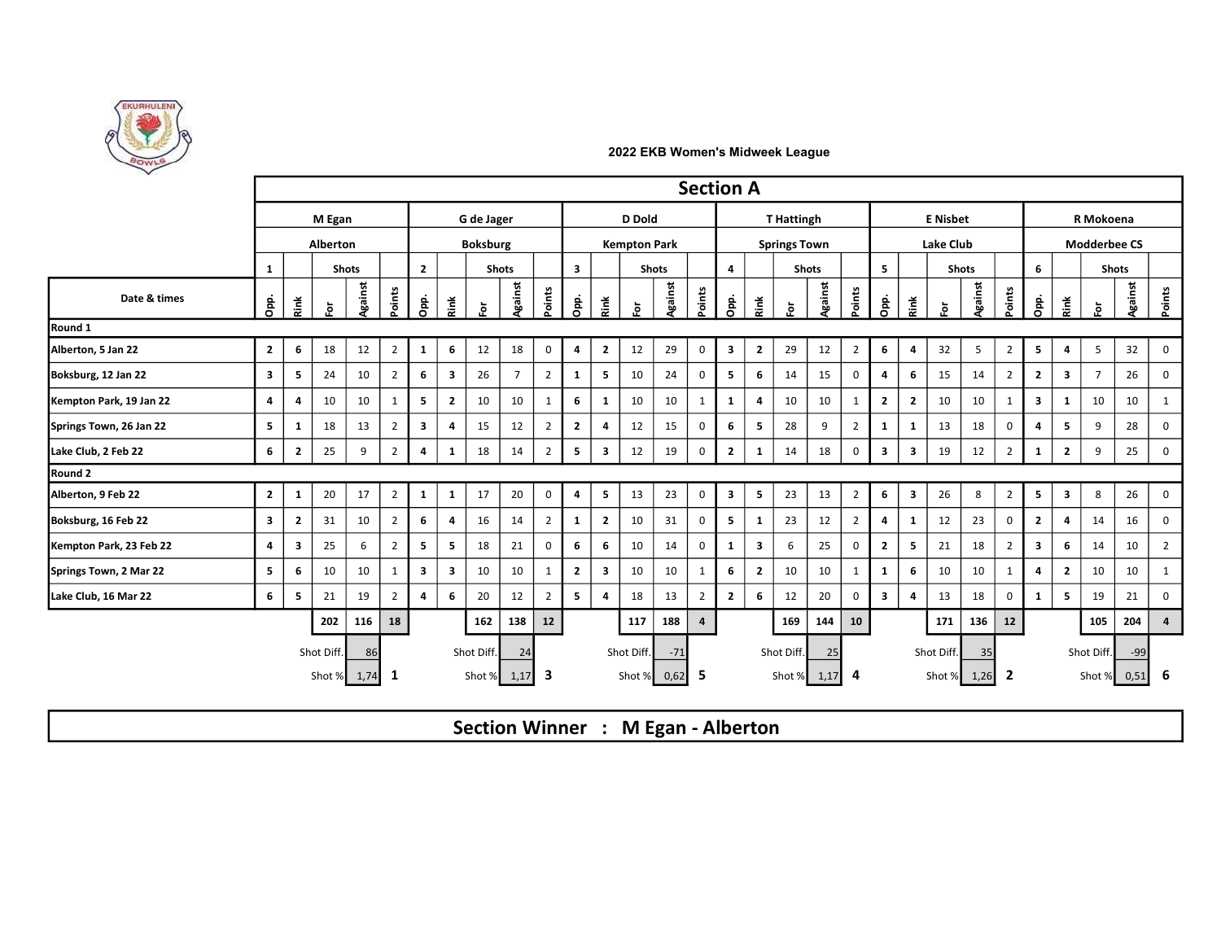## 2022 EKB Women's Midweek League

# Section A

| Date & times | M Egan | | | | | G de Jager | | | | | D Dold | | | | | T Hattingh | | | | | E Nisbet | | | | | R Mokoena | | | | |
|---|---|---|---|---|---|---|---|---|---|---|---|---|---|---|---|---|---|---|---|---|---|---|---|---|---|---|---|---|---|---|
| | Alberton | | | | | Boksburg | | | | | Kempton Park | | | | | Springs Town | | | | | Lake Club | | | | | Modderbee CS | | | | |
| | 1 | | Shots | | | 2 | | Shots | | | 3 | | Shots | | | 4 | | Shots | | | 5 | | Shots | | | 6 | | Shots | | |
| | Opp. | Rink | For | Against | Points | Opp. | Rink | For | Against | Points | Opp. | Rink | For | Against | Points | Opp. | Rink | For | Against | Points | Opp. | Rink | For | Against | Points | Opp. | Rink | For | Against | Points |
| **Round 1** | | | | | | | | | | | | | | | | | | | | | | | | | | | | | | |
| Alberton, 5 Jan 22 | 2 | 6 | 18 | 12 | 2 | 1 | 6 | 12 | 18 | 0 | 4 | 2 | 12 | 29 | 0 | 3 | 2 | 29 | 12 | 2 | 6 | 4 | 32 | 5 | 2 | 5 | 4 | 5 | 32 | 0 |
| Boksburg, 12 Jan 22 | 3 | 5 | 24 | 10 | 2 | 6 | 3 | 26 | 7 | 2 | 1 | 5 | 10 | 24 | 0 | 5 | 6 | 14 | 15 | 0 | 4 | 6 | 15 | 14 | 2 | 2 | 3 | 7 | 26 | 0 |
| Kempton Park, 19 Jan 22 | 4 | 4 | 10 | 10 | 1 | 5 | 2 | 10 | 10 | 1 | 6 | 1 | 10 | 10 | 1 | 1 | 4 | 10 | 10 | 1 | 2 | 2 | 10 | 10 | 1 | 3 | 1 | 10 | 10 | 1 |
| Springs Town, 26 Jan 22 | 5 | 1 | 18 | 13 | 2 | 3 | 4 | 15 | 12 | 2 | 2 | 4 | 12 | 15 | 0 | 6 | 5 | 28 | 9 | 2 | 1 | 1 | 13 | 18 | 0 | 4 | 5 | 9 | 28 | 0 |
| Lake Club, 2 Feb 22 | 6 | 2 | 25 | 9 | 2 | 4 | 1 | 18 | 14 | 2 | 5 | 3 | 12 | 19 | 0 | 2 | 1 | 14 | 18 | 0 | 3 | 3 | 19 | 12 | 2 | 1 | 2 | 9 | 25 | 0 |
| **Round 2** | | | | | | | | | | | | | | | | | | | | | | | | | | | | | | |
| Alberton, 9 Feb 22 | 2 | 1 | 20 | 17 | 2 | 1 | 1 | 17 | 20 | 0 | 4 | 5 | 13 | 23 | 0 | 3 | 5 | 23 | 13 | 2 | 6 | 3 | 26 | 8 | 2 | 5 | 3 | 8 | 26 | 0 |
| Boksburg, 16 Feb 22 | 3 | 2 | 31 | 10 | 2 | 6 | 4 | 16 | 14 | 2 | 1 | 2 | 10 | 31 | 0 | 5 | 1 | 23 | 12 | 2 | 4 | 1 | 12 | 23 | 0 | 2 | 4 | 14 | 16 | 0 |
| Kempton Park, 23 Feb 22 | 4 | 3 | 25 | 6 | 2 | 5 | 5 | 18 | 21 | 0 | 6 | 6 | 10 | 14 | 0 | 1 | 3 | 6 | 25 | 0 | 2 | 5 | 21 | 18 | 2 | 3 | 6 | 14 | 10 | 2 |
| Springs Town, 2 Mar 22 | 5 | 6 | 10 | 10 | 1 | 3 | 3 | 10 | 10 | 1 | 2 | 3 | 10 | 10 | 1 | 6 | 2 | 10 | 10 | 1 | 1 | 6 | 10 | 10 | 1 | 4 | 2 | 10 | 10 | 1 |
| Lake Club, 16 Mar 22 | 6 | 5 | 21 | 19 | 2 | 4 | 6 | 20 | 12 | 2 | 5 | 4 | 18 | 13 | 2 | 2 | 6 | 12 | 20 | 0 | 3 | 4 | 13 | 18 | 0 | 1 | 5 | 19 | 21 | 0 |
| | | | **202** | **116** | **18** | | | **162** | **138** | **12** | | | **117** | **188** | **4** | | | **169** | **144** | **10** | | | **171** | **136** | **12** | | | **105** | **204** | **4** |
| | | | Shot Diff. | 86 | | | | Shot Diff. | 24 | | | | Shot Diff. | -71 | | | | Shot Diff. | 25 | | | | Shot Diff. | 35 | | | | Shot Diff. | -99 | |
| | | | Shot % | 1,74 | **1** | | | Shot % | 1,17 | **3** | | | Shot % | 0,62 | **5** | | | Shot % | 1,17 | **4** | | | Shot % | 1,26 | **2** | | | Shot % | 0,51 | **6** |

## Section Winner : M Egan - Alberton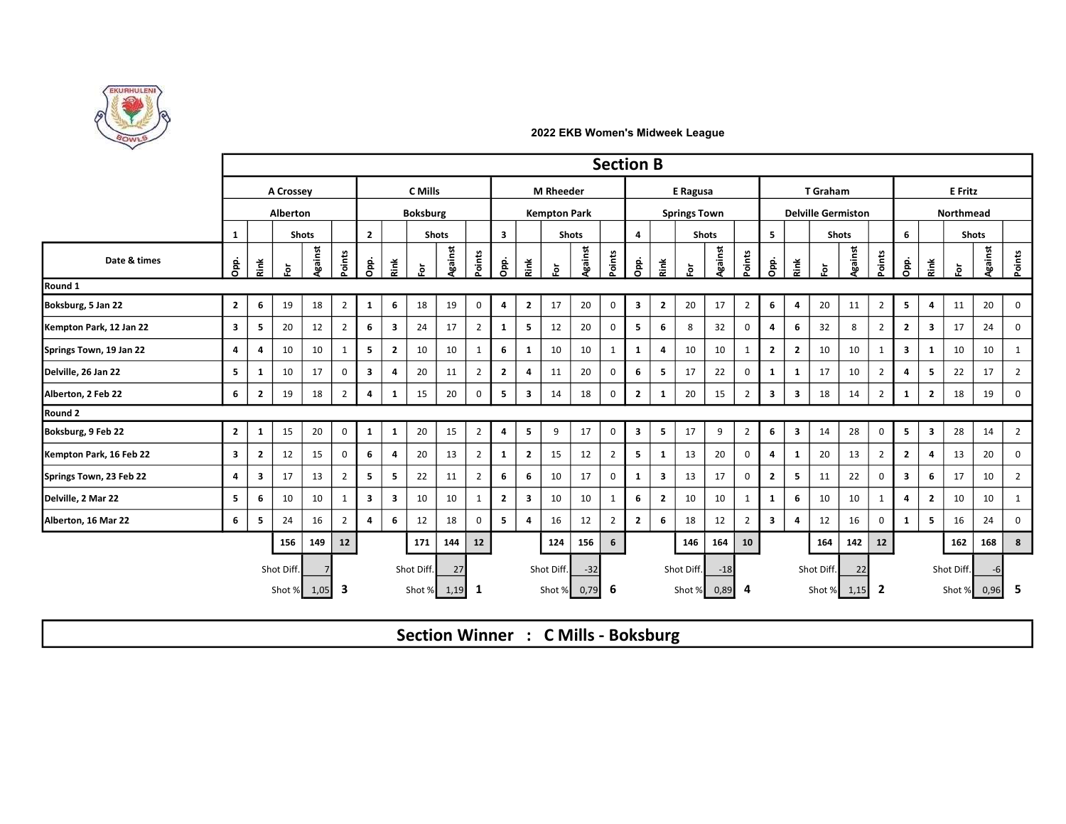### 2022 EKB Women's Midweek League

## Section B

| Date & times | A Crossey – Alberton | | | | | C Mills – Boksburg | | | | | M Rheeder – Kempton Park | | | | | E Ragusa – Springs Town | | | | | T Graham – Delville Germiston | | | | | E Fritz – Northmead | | | | |
|---|---|---|---|---|---|---|---|---|---|---|---|---|---|---|---|---|---|---|---|---|---|---|---|---|---|---|---|---|---|---|
| | 1 | | Shots | | | 2 | | Shots | | | 3 | | Shots | | | 4 | | Shots | | | 5 | | Shots | | | 6 | | Shots | | |
| | Opp. | Rink | For | Against | Points | Opp. | Rink | For | Against | Points | Opp. | Rink | For | Against | Points | Opp. | Rink | For | Against | Points | Opp. | Rink | For | Against | Points | Opp. | Rink | For | Against | Points |
| **Round 1** | | | | | | | | | | | | | | | | | | | | | | | | | | | | | | |
| Boksburg, 5 Jan 22 | 2 | 6 | 19 | 18 | 2 | 1 | 6 | 18 | 19 | 0 | 4 | 2 | 17 | 20 | 0 | 3 | 2 | 20 | 17 | 2 | 6 | 4 | 20 | 11 | 2 | 5 | 4 | 11 | 20 | 0 |
| Kempton Park, 12 Jan 22 | 3 | 5 | 20 | 12 | 2 | 6 | 3 | 24 | 17 | 2 | 1 | 5 | 12 | 20 | 0 | 5 | 6 | 8 | 32 | 0 | 4 | 6 | 32 | 8 | 2 | 2 | 3 | 17 | 24 | 0 |
| Springs Town, 19 Jan 22 | 4 | 4 | 10 | 10 | 1 | 5 | 2 | 10 | 10 | 1 | 6 | 1 | 10 | 10 | 1 | 1 | 4 | 10 | 10 | 1 | 2 | 2 | 10 | 10 | 1 | 3 | 1 | 10 | 10 | 1 |
| Delville, 26 Jan 22 | 5 | 1 | 10 | 17 | 0 | 3 | 4 | 20 | 11 | 2 | 2 | 4 | 11 | 20 | 0 | 6 | 5 | 17 | 22 | 0 | 1 | 1 | 17 | 10 | 2 | 4 | 5 | 22 | 17 | 2 |
| Alberton, 2 Feb 22 | 6 | 2 | 19 | 18 | 2 | 4 | 1 | 15 | 20 | 0 | 5 | 3 | 14 | 18 | 0 | 2 | 1 | 20 | 15 | 2 | 3 | 3 | 18 | 14 | 2 | 1 | 2 | 18 | 19 | 0 |
| **Round 2** | | | | | | | | | | | | | | | | | | | | | | | | | | | | | | |
| Boksburg, 9 Feb 22 | 2 | 1 | 15 | 20 | 0 | 1 | 1 | 20 | 15 | 2 | 4 | 5 | 9 | 17 | 0 | 3 | 5 | 17 | 9 | 2 | 6 | 3 | 14 | 28 | 0 | 5 | 3 | 28 | 14 | 2 |
| Kempton Park, 16 Feb 22 | 3 | 2 | 12 | 15 | 0 | 6 | 4 | 20 | 13 | 2 | 1 | 2 | 15 | 12 | 2 | 5 | 1 | 13 | 20 | 0 | 4 | 1 | 20 | 13 | 2 | 2 | 4 | 13 | 20 | 0 |
| Springs Town, 23 Feb 22 | 4 | 3 | 17 | 13 | 2 | 5 | 5 | 22 | 11 | 2 | 6 | 6 | 10 | 17 | 0 | 1 | 3 | 13 | 17 | 0 | 2 | 5 | 11 | 22 | 0 | 3 | 6 | 17 | 10 | 2 |
| Delville, 2 Mar 22 | 5 | 6 | 10 | 10 | 1 | 3 | 3 | 10 | 10 | 1 | 2 | 3 | 10 | 10 | 1 | 6 | 2 | 10 | 10 | 1 | 1 | 6 | 10 | 10 | 1 | 4 | 2 | 10 | 10 | 1 |
| Alberton, 16 Mar 22 | 6 | 5 | 24 | 16 | 2 | 4 | 6 | 12 | 18 | 0 | 5 | 4 | 16 | 12 | 2 | 2 | 6 | 18 | 12 | 2 | 3 | 4 | 12 | 16 | 0 | 1 | 5 | 16 | 24 | 0 |
| | | | **156** | **149** | **12** | | | **171** | **144** | **12** | | | **124** | **156** | **6** | | | **146** | **164** | **10** | | | **164** | **142** | **12** | | | **162** | **168** | **8** |
| | | | Shot Diff. | 7 | | | | Shot Diff. | 27 | | | | Shot Diff. | -32 | | | | Shot Diff. | -18 | | | | Shot Diff. | 22 | | | | Shot Diff. | -6 | |
| | | | Shot % | 1,05 | **3** | | | Shot % | 1,19 | **1** | | | Shot % | 0,79 | **6** | | | Shot % | 0,89 | **4** | | | Shot % | 1,15 | **2** | | | Shot % | 0,96 | **5** |

## Section Winner : C Mills - Boksburg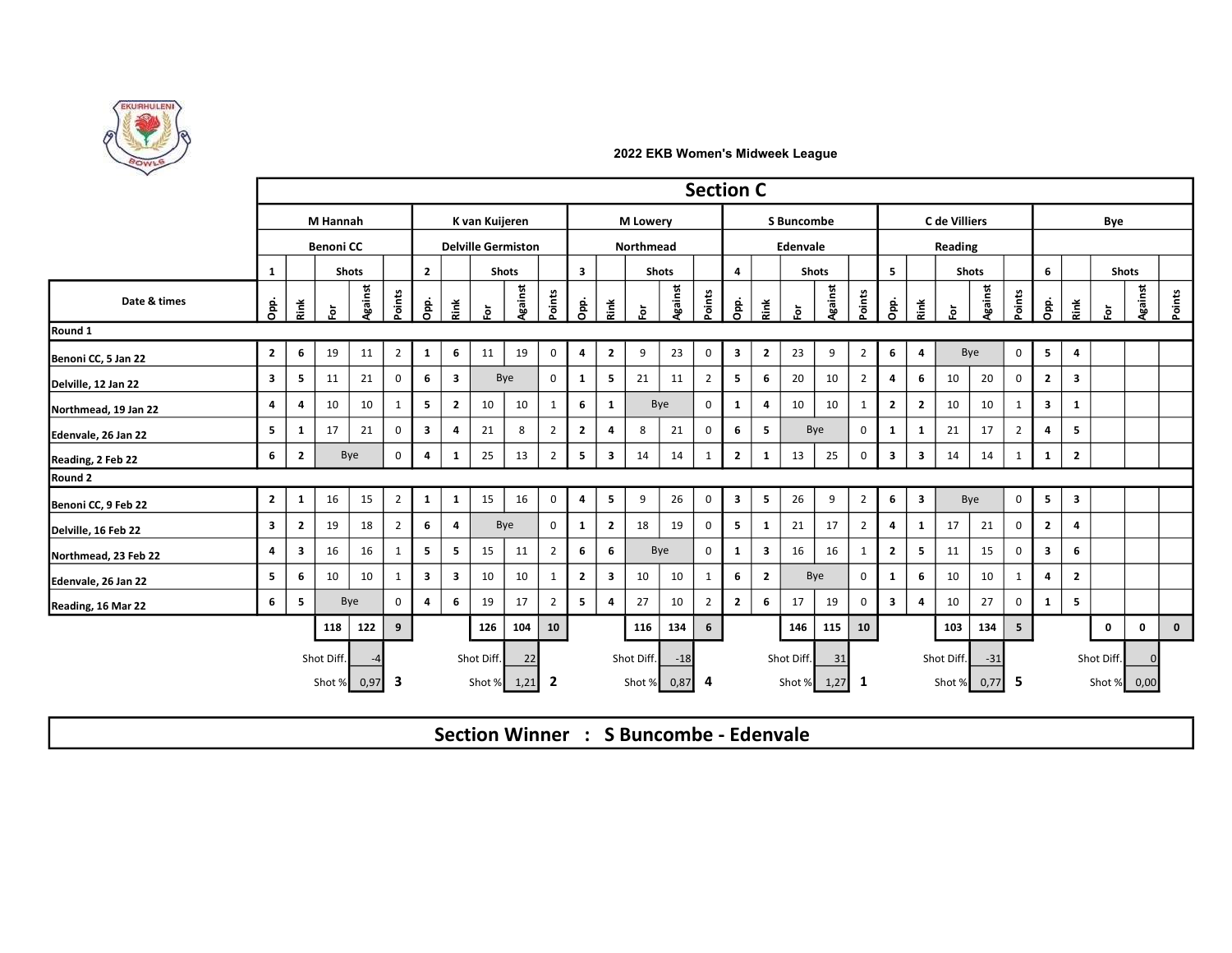2022 EKB Women's Midweek League

# Section C

| | M Hannah | | | | | K van Kuijeren | | | | | M Lowery | | | | | S Buncombe | | | | | C de Villiers | | | | | Bye | | | | |
|---|---|---|---|---|---|---|---|---|---|---|---|---|---|---|---|---|---|---|---|---|---|---|---|---|---|---|---|---|---|---|
| | Benoni CC | | | | | Delville Germiston | | | | | Northmead | | | | | Edenvale | | | | | Reading | | | | | | | | | |
| | 1 | | Shots | | | 2 | | Shots | | | 3 | | Shots | | | 4 | | Shots | | | 5 | | Shots | | | 6 | | Shots | | |
| Date & times | Opp. | Rink | For | Against | Points | Opp. | Rink | For | Against | Points | Opp. | Rink | For | Against | Points | Opp. | Rink | For | Against | Points | Opp. | Rink | For | Against | Points | Opp. | Rink | For | Against | Points |
| **Round 1** | | | | | | | | | | | | | | | | | | | | | | | | | | | | | | |
| Benoni CC, 5 Jan 22 | 2 | 6 | 19 | 11 | 2 | 1 | 6 | 11 | 19 | 0 | 4 | 2 | 9 | 23 | 0 | 3 | 2 | 23 | 9 | 2 | 6 | 4 | Bye | | 0 | 5 | 4 | | | |
| Delville, 12 Jan 22 | 3 | 5 | 11 | 21 | 0 | 6 | 3 | Bye | | 0 | 1 | 5 | 21 | 11 | 2 | 5 | 6 | 20 | 10 | 2 | 4 | 6 | 10 | 20 | 0 | 2 | 3 | | | |
| Northmead, 19 Jan 22 | 4 | 4 | 10 | 10 | 1 | 5 | 2 | 10 | 10 | 1 | 6 | 1 | Bye | | 0 | 1 | 4 | 10 | 10 | 1 | 2 | 2 | 10 | 10 | 1 | 3 | 1 | | | |
| Edenvale, 26 Jan 22 | 5 | 1 | 17 | 21 | 0 | 3 | 4 | 21 | 8 | 2 | 2 | 4 | 8 | 21 | 0 | 6 | 5 | Bye | | 0 | 1 | 1 | 21 | 17 | 2 | 4 | 5 | | | |
| Reading, 2 Feb 22 | 6 | 2 | Bye | | 0 | 4 | 1 | 25 | 13 | 2 | 5 | 3 | 14 | 14 | 1 | 2 | 1 | 13 | 25 | 0 | 3 | 3 | 14 | 14 | 1 | 1 | 2 | | | |
| **Round 2** | | | | | | | | | | | | | | | | | | | | | | | | | | | | | | |
| Benoni CC, 9 Feb 22 | 2 | 1 | 16 | 15 | 2 | 1 | 1 | 15 | 16 | 0 | 4 | 5 | 9 | 26 | 0 | 3 | 5 | 26 | 9 | 2 | 6 | 3 | Bye | | 0 | 5 | 3 | | | |
| Delville, 16 Feb 22 | 3 | 2 | 19 | 18 | 2 | 6 | 4 | Bye | | 0 | 1 | 2 | 18 | 19 | 0 | 5 | 1 | 21 | 17 | 2 | 4 | 1 | 17 | 21 | 0 | 2 | 4 | | | |
| Northmead, 23 Feb 22 | 4 | 3 | 16 | 16 | 1 | 5 | 5 | 15 | 11 | 2 | 6 | 6 | Bye | | 0 | 1 | 3 | 16 | 16 | 1 | 2 | 5 | 11 | 15 | 0 | 3 | 6 | | | |
| Edenvale, 26 Jan 22 | 5 | 6 | 10 | 10 | 1 | 3 | 3 | 10 | 10 | 1 | 2 | 3 | 10 | 10 | 1 | 6 | 2 | Bye | | 0 | 1 | 6 | 10 | 10 | 1 | 4 | 2 | | | |
| Reading, 16 Mar 22 | 6 | 5 | Bye | | 0 | 4 | 6 | 19 | 17 | 2 | 5 | 4 | 27 | 10 | 2 | 2 | 6 | 17 | 19 | 0 | 3 | 4 | 10 | 27 | 0 | 1 | 5 | | | |
| | | | 118 | 122 | 9 | | | 126 | 104 | 10 | | | 116 | 134 | 6 | | | 146 | 115 | 10 | | | 103 | 134 | 5 | | | 0 | 0 | 0 |
| | | | Shot Diff. | -4 | | | | Shot Diff. | 22 | | | | Shot Diff. | -18 | | | | Shot Diff. | 31 | | | | Shot Diff. | -31 | | | | Shot Diff. | 0 | |
| | | | Shot % | 0,97 | 3 | | | Shot % | 1,21 | 2 | | | Shot % | 0,87 | 4 | | | Shot % | 1,27 | 1 | | | Shot % | 0,77 | 5 | | | Shot % | 0,00 | |

## Section Winner : S Buncombe - Edenvale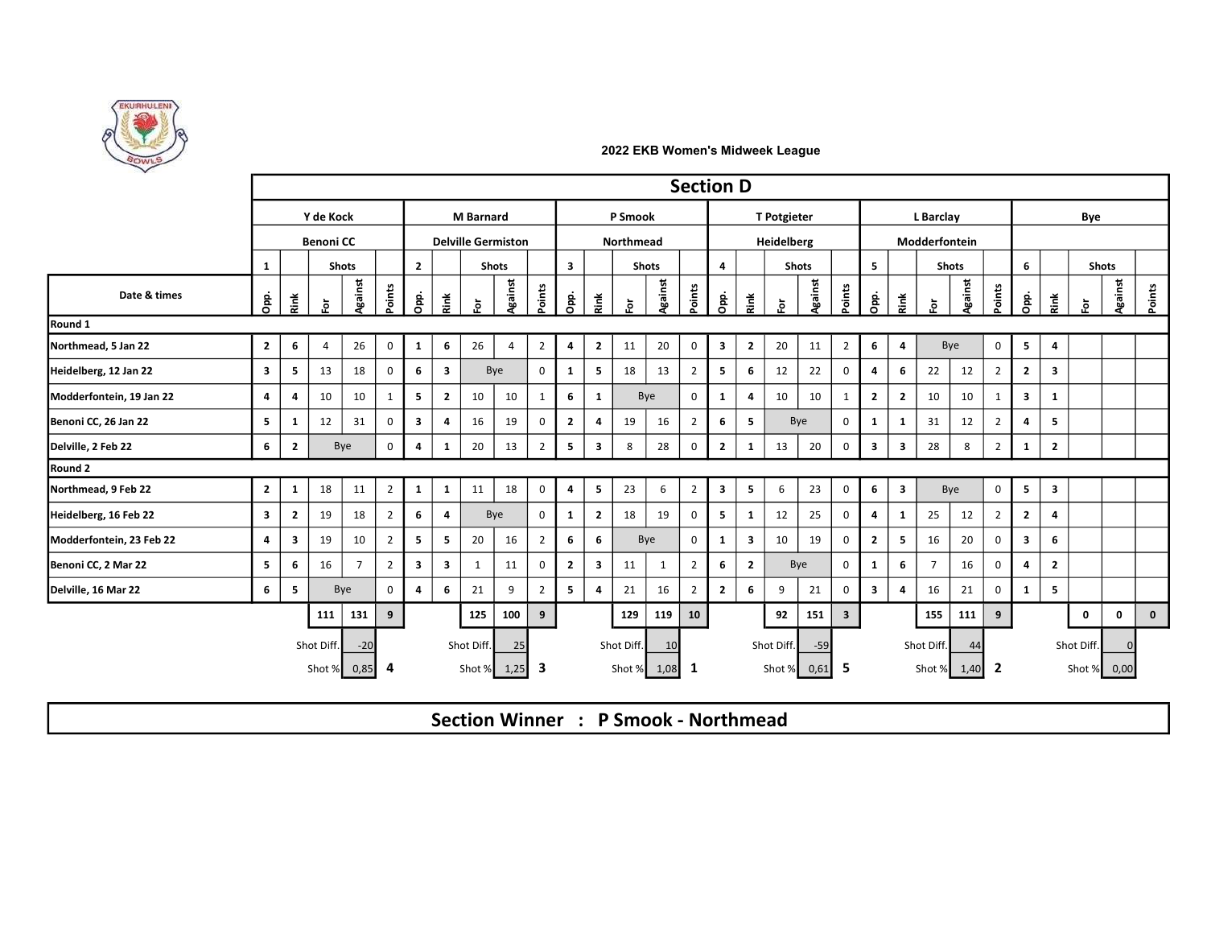**2022 EKB Women's Midweek League**

## Section D

| | Y de Kock | | | | | M Barnard | | | | | P Smook | | | | | T Potgieter | | | | | L Barclay | | | | | Bye | | | | |
|---|---|---|---|---|---|---|---|---|---|---|---|---|---|---|---|---|---|---|---|---|---|---|---|---|---|---|---|---|---|---|
| | Benoni CC | | | | | Delville Germiston | | | | | Northmead | | | | | Heidelberg | | | | | Modderfontein | | | | | | | | | |
| | 1 | | Shots | | | 2 | | Shots | | | 3 | | Shots | | | 4 | | Shots | | | 5 | | Shots | | | 6 | | Shots | | |
| Date & times | Opp. | Rink | For | Against | Points | Opp. | Rink | For | Against | Points | Opp. | Rink | For | Against | Points | Opp. | Rink | For | Against | Points | Opp. | Rink | For | Against | Points | Opp. | Rink | For | Against | Points |
| **Round 1** | | | | | | | | | | | | | | | | | | | | | | | | | | | | | | |
| Northmead, 5 Jan 22 | 2 | 6 | 4 | 26 | 0 | 1 | 6 | 26 | 4 | 2 | 4 | 2 | 11 | 20 | 0 | 3 | 2 | 20 | 11 | 2 | 6 | 4 | Bye | | 0 | 5 | 4 | | | |
| Heidelberg, 12 Jan 22 | 3 | 5 | 13 | 18 | 0 | 6 | 3 | Bye | | 0 | 1 | 5 | 18 | 13 | 2 | 5 | 6 | 12 | 22 | 0 | 4 | 6 | 22 | 12 | 2 | 2 | 3 | | | |
| Modderfontein, 19 Jan 22 | 4 | 4 | 10 | 10 | 1 | 5 | 2 | 10 | 10 | 1 | 6 | 1 | Bye | | 0 | 1 | 4 | 10 | 10 | 1 | 2 | 2 | 10 | 10 | 1 | 3 | 1 | | | |
| Benoni CC, 26 Jan 22 | 5 | 1 | 12 | 31 | 0 | 3 | 4 | 16 | 19 | 0 | 2 | 4 | 19 | 16 | 2 | 6 | 5 | Bye | | 0 | 1 | 1 | 31 | 12 | 2 | 4 | 5 | | | |
| Delville, 2 Feb 22 | 6 | 2 | Bye | | 0 | 4 | 1 | 20 | 13 | 2 | 5 | 3 | 8 | 28 | 0 | 2 | 1 | 13 | 20 | 0 | 3 | 3 | 28 | 8 | 2 | 1 | 2 | | | |
| **Round 2** | | | | | | | | | | | | | | | | | | | | | | | | | | | | | | |
| Northmead, 9 Feb 22 | 2 | 1 | 18 | 11 | 2 | 1 | 1 | 11 | 18 | 0 | 4 | 5 | 23 | 6 | 2 | 3 | 5 | 6 | 23 | 0 | 6 | 3 | Bye | | 0 | 5 | 3 | | | |
| Heidelberg, 16 Feb 22 | 3 | 2 | 19 | 18 | 2 | 6 | 4 | Bye | | 0 | 1 | 2 | 18 | 19 | 0 | 5 | 1 | 12 | 25 | 0 | 4 | 1 | 25 | 12 | 2 | 2 | 4 | | | |
| Modderfontein, 23 Feb 22 | 4 | 3 | 19 | 10 | 2 | 5 | 5 | 20 | 16 | 2 | 6 | 6 | Bye | | 0 | 1 | 3 | 10 | 19 | 0 | 2 | 5 | 16 | 20 | 0 | 3 | 6 | | | |
| Benoni CC, 2 Mar 22 | 5 | 6 | 16 | 7 | 2 | 3 | 3 | 1 | 11 | 0 | 2 | 3 | 11 | 1 | 2 | 6 | 2 | Bye | | 0 | 1 | 6 | 7 | 16 | 0 | 4 | 2 | | | |
| Delville, 16 Mar 22 | 6 | 5 | Bye | | 0 | 4 | 6 | 21 | 9 | 2 | 5 | 4 | 21 | 16 | 2 | 2 | 6 | 9 | 21 | 0 | 3 | 4 | 16 | 21 | 0 | 1 | 5 | | | |
| | | | 111 | 131 | 9 | | | 125 | 100 | 9 | | | 129 | 119 | 10 | | | 92 | 151 | 3 | | | 155 | 111 | 9 | | | 0 | 0 | 0 |
| | | | Shot Diff. | -20 | | | | Shot Diff. | 25 | | | | Shot Diff. | 10 | | | | Shot Diff. | -59 | | | | Shot Diff. | 44 | | | | Shot Diff. | 0 | |
| | | | Shot % | 0,85 | 4 | | | Shot % | 1,25 | 3 | | | Shot % | 1,08 | 1 | | | Shot % | 0,61 | 5 | | | Shot % | 1,40 | 2 | | | Shot % | 0,00 | |

## Section Winner : P Smook - Northmead